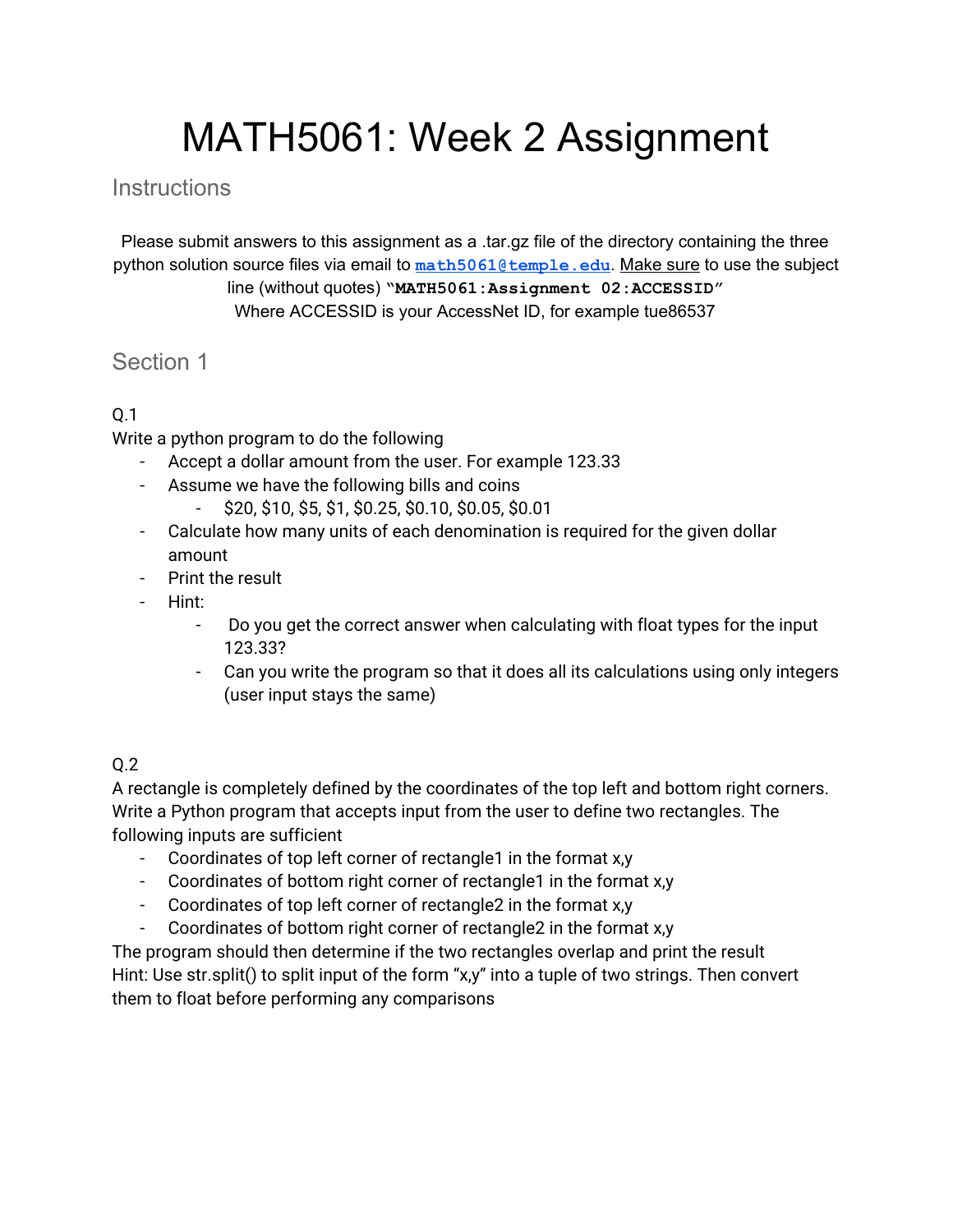# MATH5061: Week 2 Assignment

## Instructions

Please submit answers to this assignment as a .tar.gz file of the directory containing the three python solution source files via email to **math5061@temple.edu**. Make sure to use the subject line (without quotes) "**MATH5061:Assignment 02:ACCESSID**"
Where ACCESSID is your AccessNet ID, for example tue86537

## Section 1

Q.1

Write a python program to do the following

- Accept a dollar amount from the user. For example 123.33
- Assume we have the following bills and coins
    - $20, $10, $5, $1, $0.25, $0.10, $0.05, $0.01
- Calculate how many units of each denomination is required for the given dollar amount
- Print the result
- Hint:
    - Do you get the correct answer when calculating with float types for the input 123.33?
    - Can you write the program so that it does all its calculations using only integers (user input stays the same)

Q.2

A rectangle is completely defined by the coordinates of the top left and bottom right corners. Write a Python program that accepts input from the user to define two rectangles. The following inputs are sufficient

- Coordinates of top left corner of rectangle1 in the format x,y
- Coordinates of bottom right corner of rectangle1 in the format x,y
- Coordinates of top left corner of rectangle2 in the format x,y
- Coordinates of bottom right corner of rectangle2 in the format x,y

The program should then determine if the two rectangles overlap and print the result
Hint: Use str.split() to split input of the form "x,y" into a tuple of two strings. Then convert them to float before performing any comparisons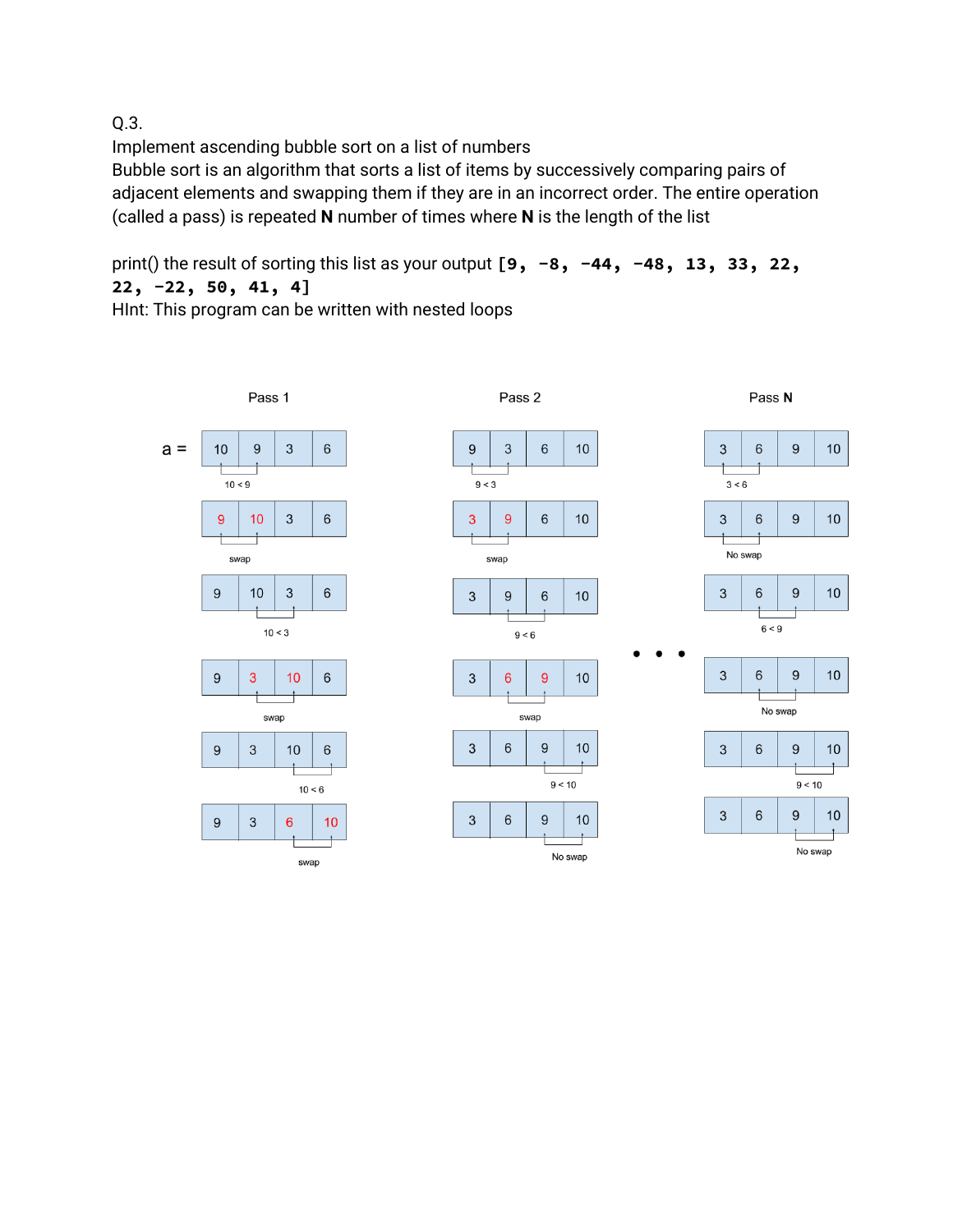Q.3.

Implement ascending bubble sort on a list of numbers

Bubble sort is an algorithm that sorts a list of items by successively comparing pairs of adjacent elements and swapping them if they are in an incorrect order. The entire operation (called a pass) is repeated **N** number of times where **N** is the length of the list

print() the result of sorting this list as your output **`[9, -8, -44, -48, 13, 33, 22, 22, -22, 50, 41, 4]`**

HInt: This program can be written with nested loops

Pass 1

a = 10 9 3 6

10 < 9

9 10 3 6

swap

9 10 3 6

10 < 3

9 3 10 6

swap

9 3 10 6

10 < 6

9 3 6 10

swap

Pass 2

9 3 6 10

9 < 3

3 9 6 10

swap

3 9 6 10

9 < 6

3 6 9 10

swap

3 6 9 10

9 < 10

3 6 9 10

No swap

• • •

Pass **N**

3 6 9 10

3 < 6

3 6 9 10

No swap

3 6 9 10

6 < 9

3 6 9 10

No swap

3 6 9 10

9 < 10

3 6 9 10

No swap